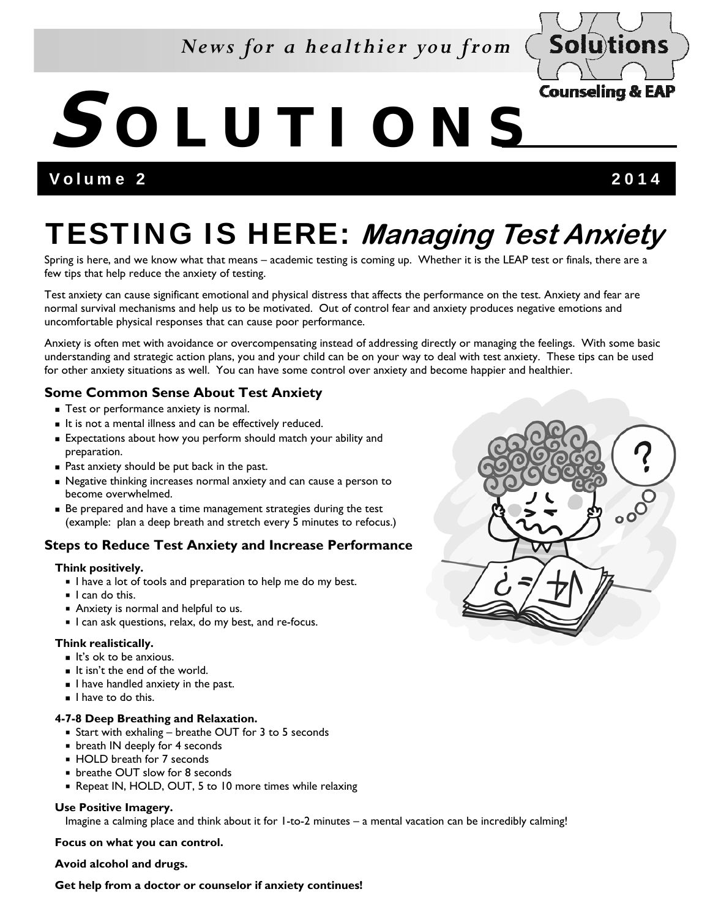*News for a healthier you from* Solutions Counseling & EAP

# SOLUTIONS

**Volume 2** **2014**

# TESTING IS HERE: *Managing Test Anxiety*

Spring is here, and we know what that means – academic testing is coming up. Whether it is the LEAP test or finals, there are a few tips that help reduce the anxiety of testing.

Test anxiety can cause significant emotional and physical distress that affects the performance on the test. Anxiety and fear are normal survival mechanisms and help us to be motivated. Out of control fear and anxiety produces negative emotions and uncomfortable physical responses that can cause poor performance.

Anxiety is often met with avoidance or overcompensating instead of addressing directly or managing the feelings. With some basic understanding and strategic action plans, you and your child can be on your way to deal with test anxiety. These tips can be used for other anxiety situations as well. You can have some control over anxiety and become happier and healthier.

### Some Common Sense About Test Anxiety

- Test or performance anxiety is normal.
- It is not a mental illness and can be effectively reduced.
- Expectations about how you perform should match your ability and preparation.
- Past anxiety should be put back in the past.
- Negative thinking increases normal anxiety and can cause a person to become overwhelmed.
- Be prepared and have a time management strategies during the test (example: plan a deep breath and stretch every 5 minutes to refocus.)

### Steps to Reduce Test Anxiety and Increase Performance

**Think positively.**

- I have a lot of tools and preparation to help me do my best.
- I can do this.
- Anxiety is normal and helpful to us.
- I can ask questions, relax, do my best, and re-focus.

**Think realistically.**

- It's ok to be anxious.
- It isn't the end of the world.
- I have handled anxiety in the past.
- I have to do this.

**4-7-8 Deep Breathing and Relaxation.**

- Start with exhaling – breathe OUT for 3 to 5 seconds
- breath IN deeply for 4 seconds
- HOLD breath for 7 seconds
- breathe OUT slow for 8 seconds
- Repeat IN, HOLD, OUT, 5 to 10 more times while relaxing

**Use Positive Imagery.**

Imagine a calming place and think about it for 1-to-2 minutes – a mental vacation can be incredibly calming!

**Focus on what you can control.**

**Avoid alcohol and drugs.**

**Get help from a doctor or counselor if anxiety continues!**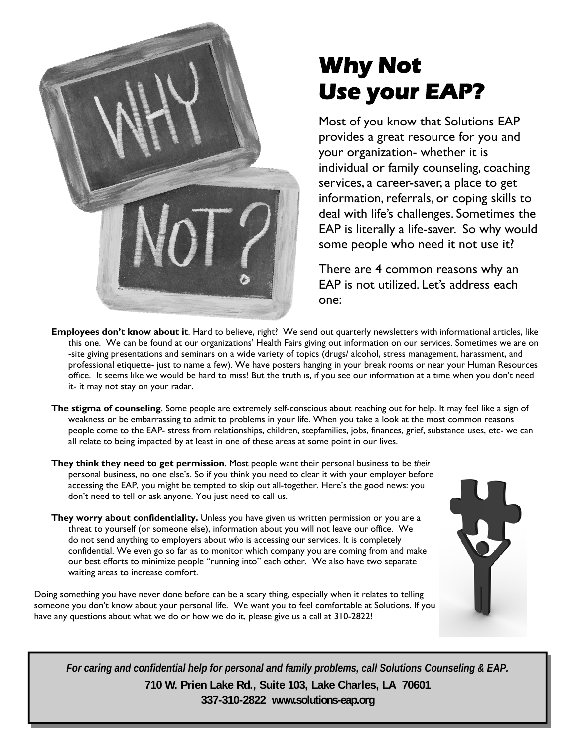# Why Not Use your EAP?

Most of you know that Solutions EAP provides a great resource for you and your organization- whether it is individual or family counseling, coaching services, a career-saver, a place to get information, referrals, or coping skills to deal with life's challenges. Sometimes the EAP is literally a life-saver. So why would some people who need it not use it?

There are 4 common reasons why an EAP is not utilized. Let's address each one:

**Employees don't know about it**. Hard to believe, right? We send out quarterly newsletters with informational articles, like this one. We can be found at our organizations' Health Fairs giving out information on our services. Sometimes we are on-site giving presentations and seminars on a wide variety of topics (drugs/ alcohol, stress management, harassment, and professional etiquette- just to name a few). We have posters hanging in your break rooms or near your Human Resources office. It seems like we would be hard to miss! But the truth is, if you see our information at a time when you don't need it- it may not stay on your radar.

**The stigma of counseling**. Some people are extremely self-conscious about reaching out for help. It may feel like a sign of weakness or be embarrassing to admit to problems in your life. When you take a look at the most common reasons people come to the EAP- stress from relationships, children, stepfamilies, jobs, finances, grief, substance uses, etc- we can all relate to being impacted by at least in one of these areas at some point in our lives.

**They think they need to get permission**. Most people want their personal business to be *their* personal business, no one else's. So if you think you need to clear it with your employer before accessing the EAP, you might be tempted to skip out all-together. Here's the good news: you don't need to tell or ask anyone. You just need to call us.

**They worry about confidentiality.** Unless you have given us written permission or you are a threat to yourself (or someone else), information about you will not leave our office. We do not send anything to employers about *who* is accessing our services. It is completely confidential. We even go so far as to monitor which company you are coming from and make our best efforts to minimize people "running into" each other. We also have two separate waiting areas to increase comfort.

Doing something you have never done before can be a scary thing, especially when it relates to telling someone you don't know about your personal life. We want you to feel comfortable at Solutions. If you have any questions about what we do or how we do it, please give us a call at 310-2822!

***For caring and confidential help for personal and family problems, call Solutions Counseling & EAP.***

**710 W. Prien Lake Rd., Suite 103, Lake Charles, LA 70601**

**337-310-2822 www.solutions-eap.org**